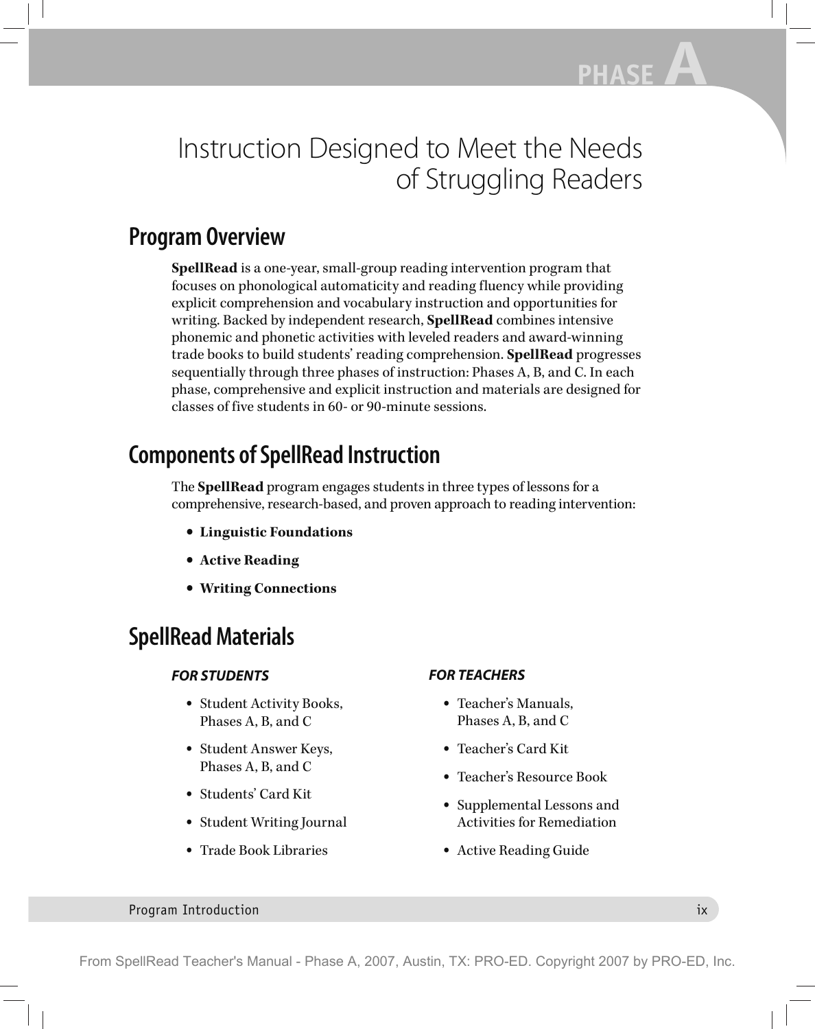# Instruction Designed to Meet the Needs of Struggling Readers

## Program Overview

**SpellRead** is a one-year, small-group reading intervention program that focuses on phonological automaticity and reading fluency while providing explicit comprehension and vocabulary instruction and opportunities for writing. Backed by independent research, **SpellRead** combines intensive phonemic and phonetic activities with leveled readers and award-winning trade books to build students' reading comprehension. **SpellRead** progresses sequentially through three phases of instruction: Phases A, B, and C. In each phase, comprehensive and explicit instruction and materials are designed for classes of five students in 60- or 90-minute sessions.

## Components of SpellRead Instruction

The **SpellRead** program engages students in three types of lessons for a comprehensive, research-based, and proven approach to reading intervention:

- **Linguistic Foundations**
- **Active Reading**
- **Writing Connections**

## SpellRead Materials

***FOR STUDENTS***

- Student Activity Books, Phases A, B, and C
- Student Answer Keys, Phases A, B, and C
- Students' Card Kit
- Student Writing Journal
- Trade Book Libraries

***FOR TEACHERS***

- Teacher's Manuals, Phases A, B, and C
- Teacher's Card Kit
- Teacher's Resource Book
- Supplemental Lessons and Activities for Remediation
- Active Reading Guide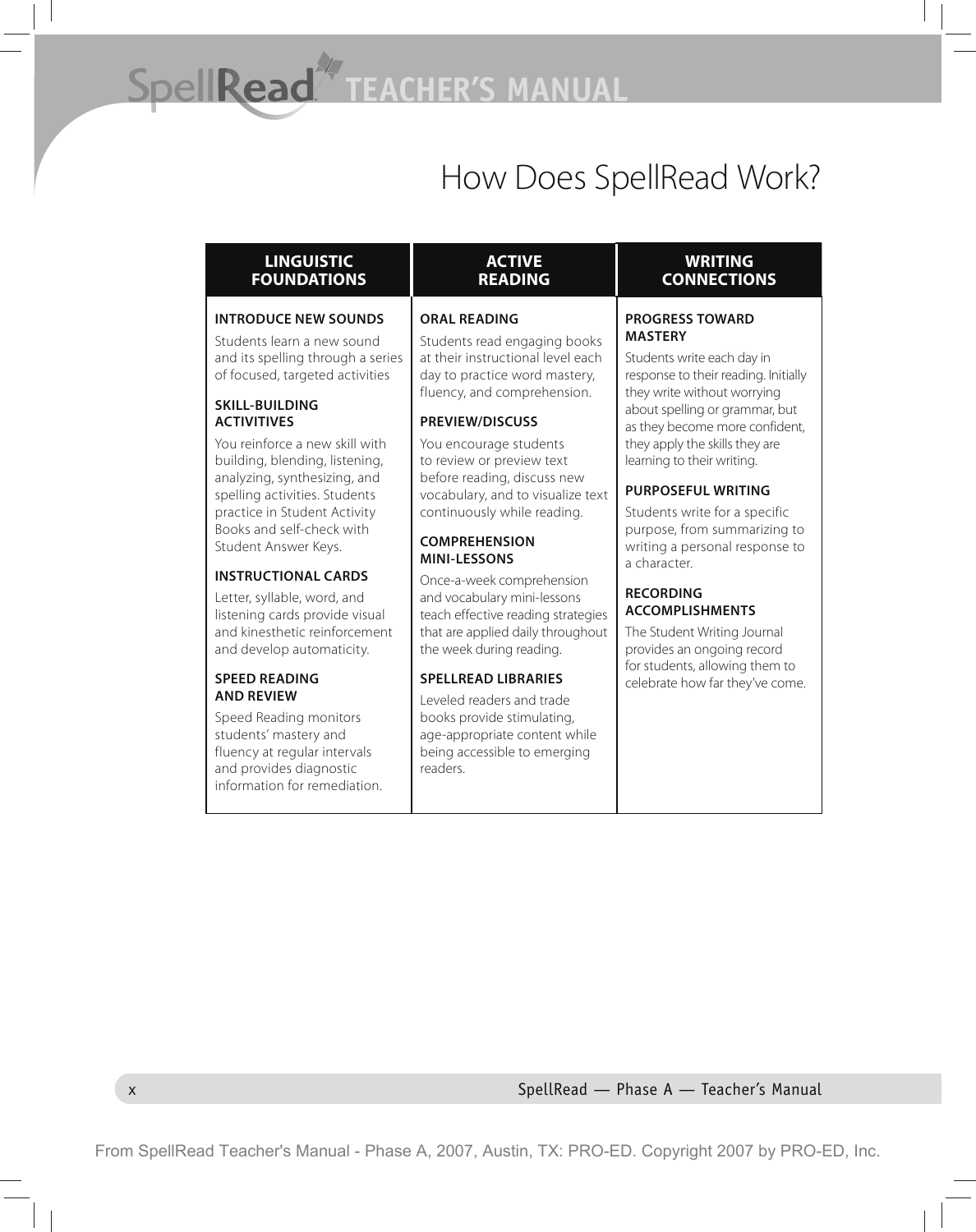# How Does SpellRead Work?

## LINGUISTIC FOUNDATIONS

### INTRODUCE NEW SOUNDS

Students learn a new sound and its spelling through a series of focused, targeted activities

### SKILL-BUILDING ACTIVITIVES

You reinforce a new skill with building, blending, listening, analyzing, synthesizing, and spelling activities. Students practice in Student Activity Books and self-check with Student Answer Keys.

### INSTRUCTIONAL CARDS

Letter, syllable, word, and listening cards provide visual and kinesthetic reinforcement and develop automaticity.

### SPEED READING AND REVIEW

Speed Reading monitors students' mastery and fluency at regular intervals and provides diagnostic information for remediation.

## ACTIVE READING

### ORAL READING

Students read engaging books at their instructional level each day to practice word mastery, fluency, and comprehension.

### PREVIEW/DISCUSS

You encourage students to review or preview text before reading, discuss new vocabulary, and to visualize text continuously while reading.

### COMPREHENSION MINI-LESSONS

Once-a-week comprehension and vocabulary mini-lessons teach effective reading strategies that are applied daily throughout the week during reading.

### SPELLREAD LIBRARIES

Leveled readers and trade books provide stimulating, age-appropriate content while being accessible to emerging readers.

## WRITING CONNECTIONS

### PROGRESS TOWARD MASTERY

Students write each day in response to their reading. Initially they write without worrying about spelling or grammar, but as they become more confident, they apply the skills they are learning to their writing.

### PURPOSEFUL WRITING

Students write for a specific purpose, from summarizing to writing a personal response to a character.

### RECORDING ACCOMPLISHMENTS

The Student Writing Journal provides an ongoing record for students, allowing them to celebrate how far they've come.

From SpellRead Teacher's Manual - Phase A, 2007, Austin, TX: PRO-ED. Copyright 2007 by PRO-ED, Inc.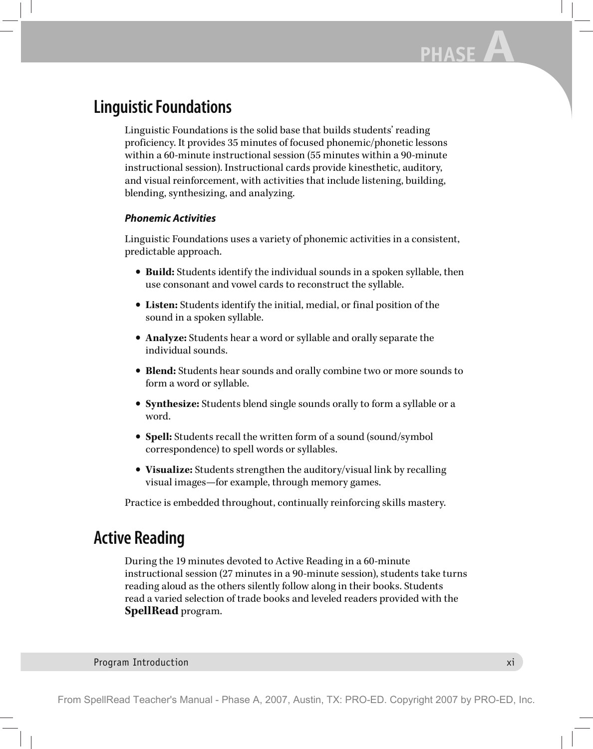## Linguistic Foundations

Linguistic Foundations is the solid base that builds students' reading proficiency. It provides 35 minutes of focused phonemic/phonetic lessons within a 60-minute instructional session (55 minutes within a 90-minute instructional session). Instructional cards provide kinesthetic, auditory, and visual reinforcement, with activities that include listening, building, blending, synthesizing, and analyzing.

### *Phonemic Activities*

Linguistic Foundations uses a variety of phonemic activities in a consistent, predictable approach.

- **Build:** Students identify the individual sounds in a spoken syllable, then use consonant and vowel cards to reconstruct the syllable.
- **Listen:** Students identify the initial, medial, or final position of the sound in a spoken syllable.
- **Analyze:** Students hear a word or syllable and orally separate the individual sounds.
- **Blend:** Students hear sounds and orally combine two or more sounds to form a word or syllable.
- **Synthesize:** Students blend single sounds orally to form a syllable or a word.
- **Spell:** Students recall the written form of a sound (sound/symbol correspondence) to spell words or syllables.
- **Visualize:** Students strengthen the auditory/visual link by recalling visual images—for example, through memory games.

Practice is embedded throughout, continually reinforcing skills mastery.

## Active Reading

During the 19 minutes devoted to Active Reading in a 60-minute instructional session (27 minutes in a 90-minute session), students take turns reading aloud as the others silently follow along in their books. Students read a varied selection of trade books and leveled readers provided with the **SpellRead** program.

From SpellRead Teacher's Manual - Phase A, 2007, Austin, TX: PRO-ED. Copyright 2007 by PRO-ED, Inc.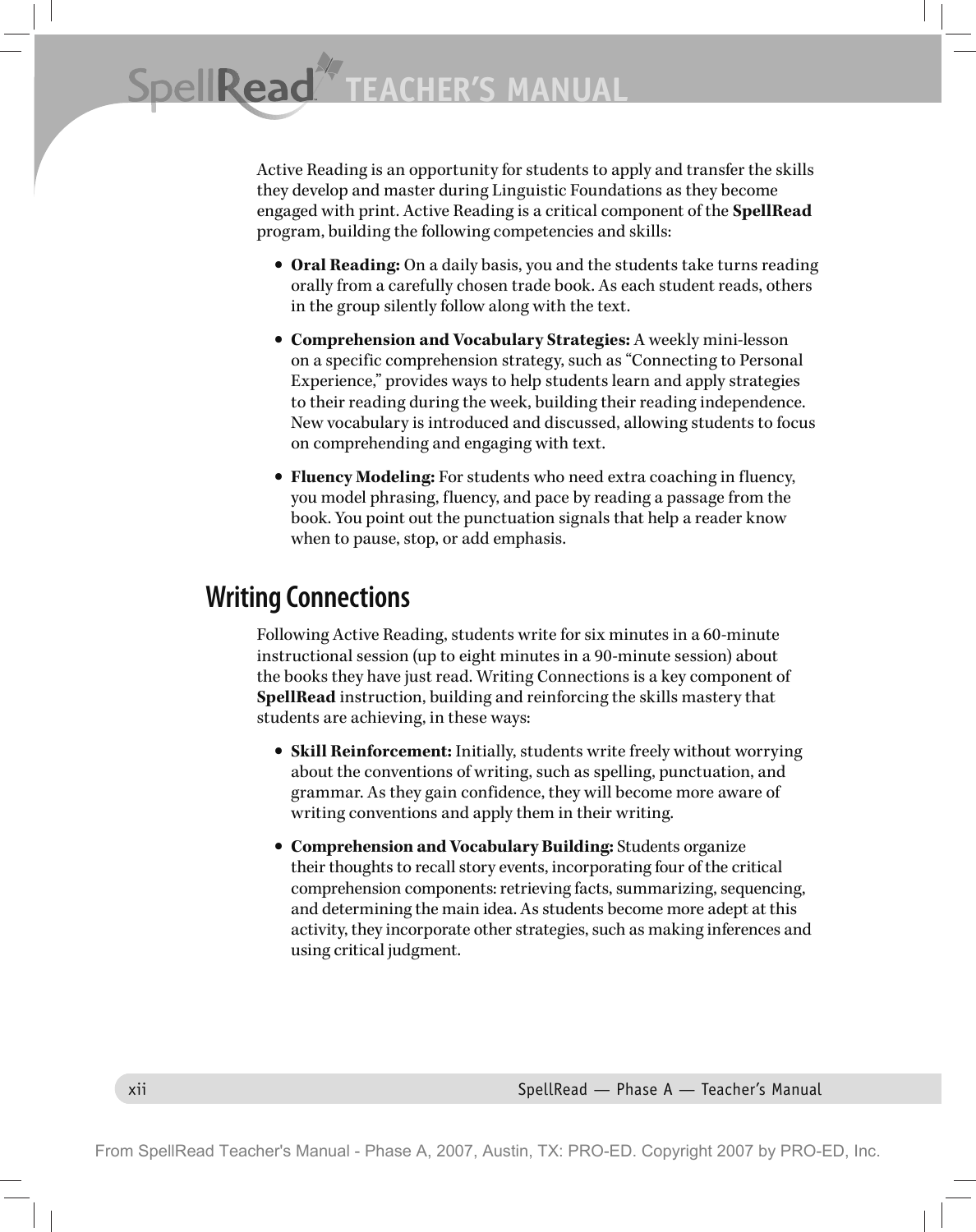Active Reading is an opportunity for students to apply and transfer the skills they develop and master during Linguistic Foundations as they become engaged with print. Active Reading is a critical component of the **SpellRead** program, building the following competencies and skills:

- **Oral Reading:** On a daily basis, you and the students take turns reading orally from a carefully chosen trade book. As each student reads, others in the group silently follow along with the text.
- **Comprehension and Vocabulary Strategies:** A weekly mini-lesson on a specific comprehension strategy, such as "Connecting to Personal Experience," provides ways to help students learn and apply strategies to their reading during the week, building their reading independence. New vocabulary is introduced and discussed, allowing students to focus on comprehending and engaging with text.
- **Fluency Modeling:** For students who need extra coaching in fluency, you model phrasing, fluency, and pace by reading a passage from the book. You point out the punctuation signals that help a reader know when to pause, stop, or add emphasis.

## Writing Connections

Following Active Reading, students write for six minutes in a 60-minute instructional session (up to eight minutes in a 90-minute session) about the books they have just read. Writing Connections is a key component of **SpellRead** instruction, building and reinforcing the skills mastery that students are achieving, in these ways:

- **Skill Reinforcement:** Initially, students write freely without worrying about the conventions of writing, such as spelling, punctuation, and grammar. As they gain confidence, they will become more aware of writing conventions and apply them in their writing.
- **Comprehension and Vocabulary Building:** Students organize their thoughts to recall story events, incorporating four of the critical comprehension components: retrieving facts, summarizing, sequencing, and determining the main idea. As students become more adept at this activity, they incorporate other strategies, such as making inferences and using critical judgment.

From SpellRead Teacher's Manual - Phase A, 2007, Austin, TX: PRO-ED. Copyright 2007 by PRO-ED, Inc.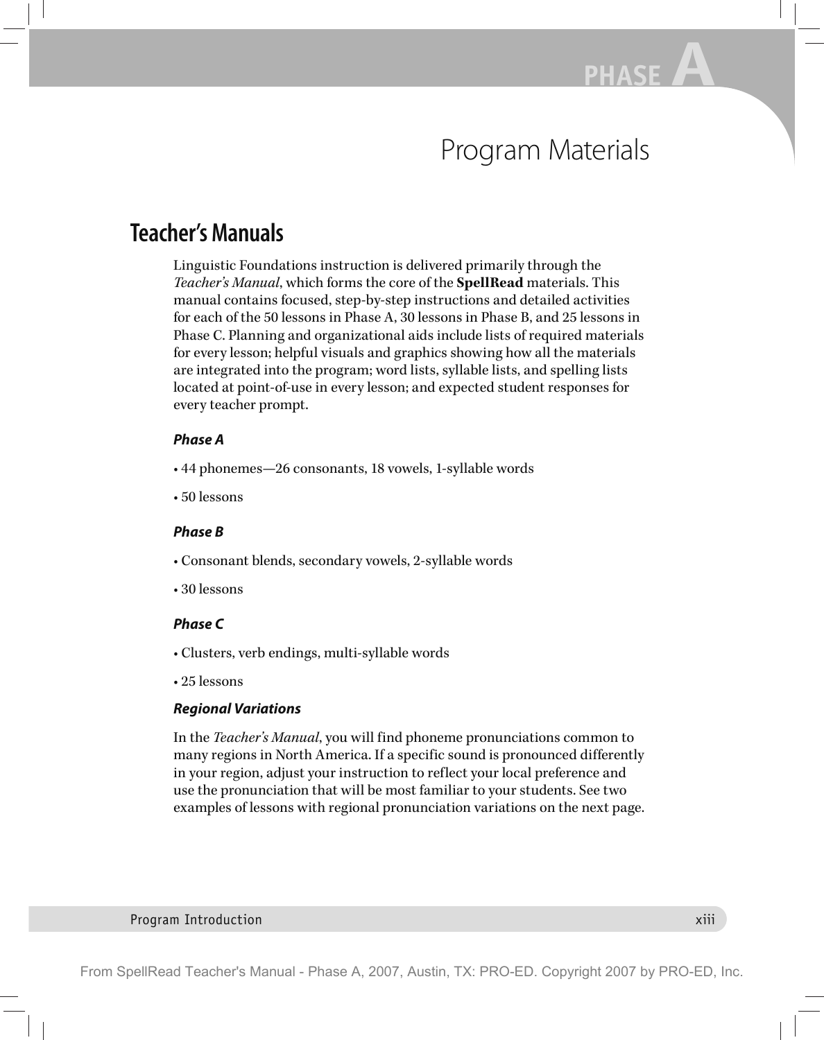# Program Materials

## Teacher's Manuals

Linguistic Foundations instruction is delivered primarily through the *Teacher's Manual*, which forms the core of the **SpellRead** materials. This manual contains focused, step-by-step instructions and detailed activities for each of the 50 lessons in Phase A, 30 lessons in Phase B, and 25 lessons in Phase C. Planning and organizational aids include lists of required materials for every lesson; helpful visuals and graphics showing how all the materials are integrated into the program; word lists, syllable lists, and spelling lists located at point-of-use in every lesson; and expected student responses for every teacher prompt.

### *Phase A*

- 44 phonemes—26 consonants, 18 vowels, 1-syllable words
- 50 lessons

### *Phase B*

- Consonant blends, secondary vowels, 2-syllable words
- 30 lessons

### *Phase C*

- Clusters, verb endings, multi-syllable words
- 25 lessons

### *Regional Variations*

In the *Teacher's Manual*, you will find phoneme pronunciations common to many regions in North America. If a specific sound is pronounced differently in your region, adjust your instruction to reflect your local preference and use the pronunciation that will be most familiar to your students. See two examples of lessons with regional pronunciation variations on the next page.

From SpellRead Teacher's Manual - Phase A, 2007, Austin, TX: PRO-ED. Copyright 2007 by PRO-ED, Inc.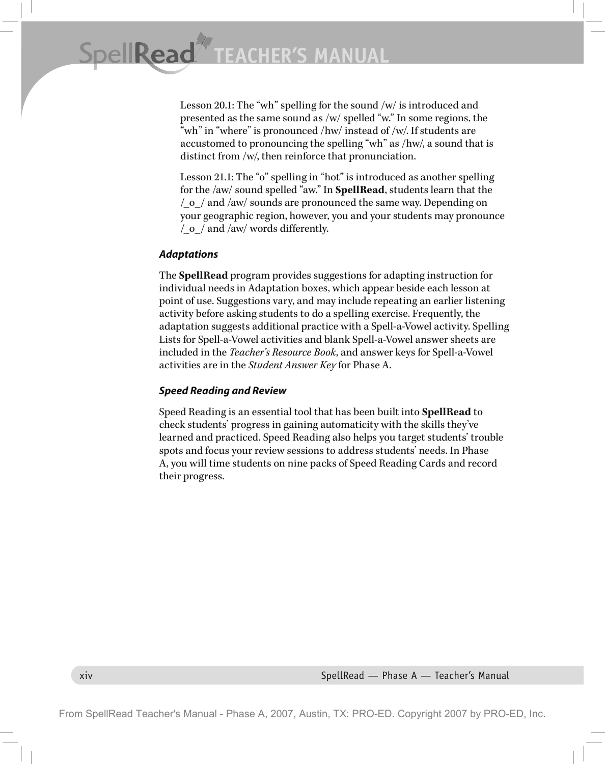Lesson 20.1: The “wh” spelling for the sound /w/ is introduced and presented as the same sound as /w/ spelled “w.” In some regions, the “wh” in “where” is pronounced /hw/ instead of /w/. If students are accustomed to pronouncing the spelling “wh” as /hw/, a sound that is distinct from /w/, then reinforce that pronunciation.

Lesson 21.1: The “o” spelling in “hot” is introduced as another spelling for the /aw/ sound spelled “aw.” In **SpellRead**, students learn that the /_o_/ and /aw/ sounds are pronounced the same way. Depending on your geographic region, however, you and your students may pronounce /_o_/ and /aw/ words differently.

***Adaptations***

The **SpellRead** program provides suggestions for adapting instruction for individual needs in Adaptation boxes, which appear beside each lesson at point of use. Suggestions vary, and may include repeating an earlier listening activity before asking students to do a spelling exercise. Frequently, the adaptation suggests additional practice with a Spell-a-Vowel activity. Spelling Lists for Spell-a-Vowel activities and blank Spell-a-Vowel answer sheets are included in the *Teacher’s Resource Book*, and answer keys for Spell-a-Vowel activities are in the *Student Answer Key* for Phase A.

***Speed Reading and Review***

Speed Reading is an essential tool that has been built into **SpellRead** to check students’ progress in gaining automaticity with the skills they’ve learned and practiced. Speed Reading also helps you target students’ trouble spots and focus your review sessions to address students’ needs. In Phase A, you will time students on nine packs of Speed Reading Cards and record their progress.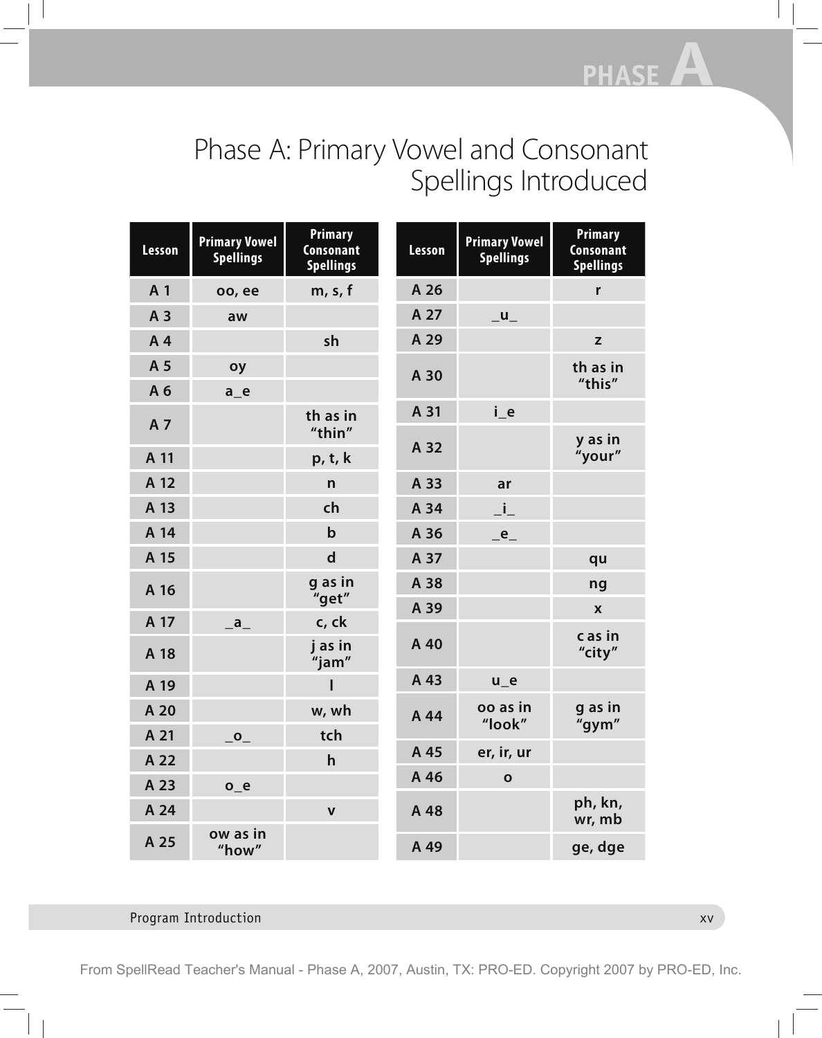# Phase A: Primary Vowel and Consonant Spellings Introduced

| Lesson | Primary Vowel Spellings | Primary Consonant Spellings |
|---|---|---|
| A 1 | oo, ee | m, s, f |
| A 3 | aw | |
| A 4 | | sh |
| A 5 | oy | |
| A 6 | a_e | |
| A 7 | | th as in “thin” |
| A 11 | | p, t, k |
| A 12 | | n |
| A 13 | | ch |
| A 14 | | b |
| A 15 | | d |
| A 16 | | g as in “get” |
| A 17 | _a_ | c, ck |
| A 18 | | j as in “jam” |
| A 19 | | l |
| A 20 | | w, wh |
| A 21 | _o_ | tch |
| A 22 | | h |
| A 23 | o_e | |
| A 24 | | v |
| A 25 | ow as in “how” | |
| A 26 | | r |
| A 27 | _u_ | |
| A 29 | | z |
| A 30 | | th as in “this” |
| A 31 | i_e | |
| A 32 | | y as in “your” |
| A 33 | ar | |
| A 34 | _i_ | |
| A 36 | _e_ | |
| A 37 | | qu |
| A 38 | | ng |
| A 39 | | x |
| A 40 | | c as in “city” |
| A 43 | u_e | |
| A 44 | oo as in “look” | g as in “gym” |
| A 45 | er, ir, ur | |
| A 46 | o | |
| A 48 | | ph, kn, wr, mb |
| A 49 | | ge, dge |

From SpellRead Teacher's Manual - Phase A, 2007, Austin, TX: PRO-ED. Copyright 2007 by PRO-ED, Inc.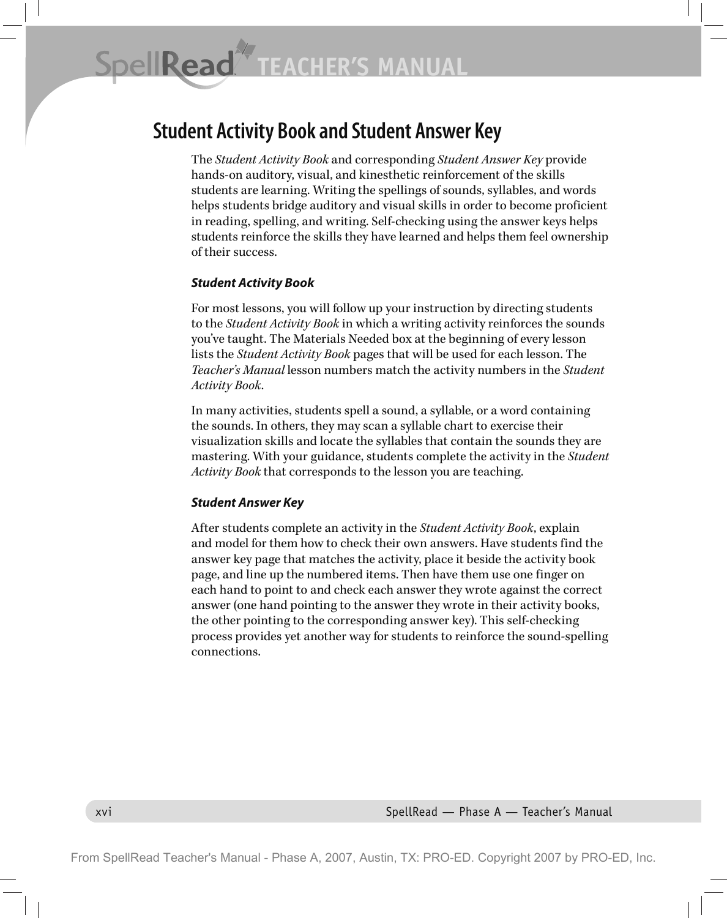## Student Activity Book and Student Answer Key

The *Student Activity Book* and corresponding *Student Answer Key* provide hands-on auditory, visual, and kinesthetic reinforcement of the skills students are learning. Writing the spellings of sounds, syllables, and words helps students bridge auditory and visual skills in order to become proficient in reading, spelling, and writing. Self-checking using the answer keys helps students reinforce the skills they have learned and helps them feel ownership of their success.

### *Student Activity Book*

For most lessons, you will follow up your instruction by directing students to the *Student Activity Book* in which a writing activity reinforces the sounds you've taught. The Materials Needed box at the beginning of every lesson lists the *Student Activity Book* pages that will be used for each lesson. The *Teacher's Manual* lesson numbers match the activity numbers in the *Student Activity Book*.

In many activities, students spell a sound, a syllable, or a word containing the sounds. In others, they may scan a syllable chart to exercise their visualization skills and locate the syllables that contain the sounds they are mastering. With your guidance, students complete the activity in the *Student Activity Book* that corresponds to the lesson you are teaching.

### *Student Answer Key*

After students complete an activity in the *Student Activity Book*, explain and model for them how to check their own answers. Have students find the answer key page that matches the activity, place it beside the activity book page, and line up the numbered items. Then have them use one finger on each hand to point to and check each answer they wrote against the correct answer (one hand pointing to the answer they wrote in their activity books, the other pointing to the corresponding answer key). This self-checking process provides yet another way for students to reinforce the sound-spelling connections.

From SpellRead Teacher's Manual - Phase A, 2007, Austin, TX: PRO-ED. Copyright 2007 by PRO-ED, Inc.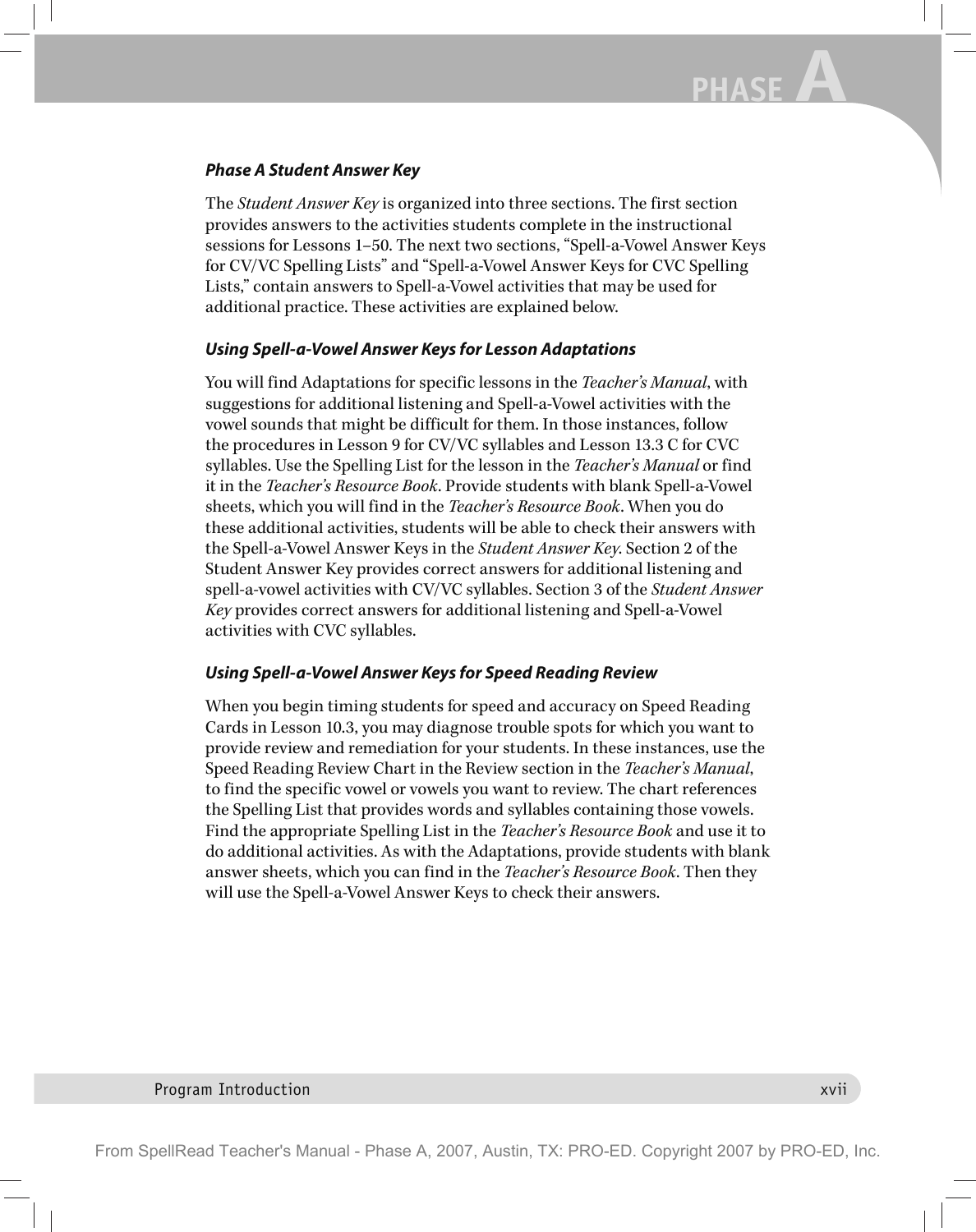### *Phase A Student Answer Key*

The *Student Answer Key* is organized into three sections. The first section provides answers to the activities students complete in the instructional sessions for Lessons 1–50. The next two sections, "Spell-a-Vowel Answer Keys for CV/VC Spelling Lists" and "Spell-a-Vowel Answer Keys for CVC Spelling Lists," contain answers to Spell-a-Vowel activities that may be used for additional practice. These activities are explained below.

### *Using Spell-a-Vowel Answer Keys for Lesson Adaptations*

You will find Adaptations for specific lessons in the *Teacher's Manual*, with suggestions for additional listening and Spell-a-Vowel activities with the vowel sounds that might be difficult for them. In those instances, follow the procedures in Lesson 9 for CV/VC syllables and Lesson 13.3 C for CVC syllables. Use the Spelling List for the lesson in the *Teacher's Manual* or find it in the *Teacher's Resource Book*. Provide students with blank Spell-a-Vowel sheets, which you will find in the *Teacher's Resource Book*. When you do these additional activities, students will be able to check their answers with the Spell-a-Vowel Answer Keys in the *Student Answer Key*. Section 2 of the Student Answer Key provides correct answers for additional listening and spell-a-vowel activities with CV/VC syllables. Section 3 of the *Student Answer Key* provides correct answers for additional listening and Spell-a-Vowel activities with CVC syllables.

### *Using Spell-a-Vowel Answer Keys for Speed Reading Review*

When you begin timing students for speed and accuracy on Speed Reading Cards in Lesson 10.3, you may diagnose trouble spots for which you want to provide review and remediation for your students. In these instances, use the Speed Reading Review Chart in the Review section in the *Teacher's Manual*, to find the specific vowel or vowels you want to review. The chart references the Spelling List that provides words and syllables containing those vowels. Find the appropriate Spelling List in the *Teacher's Resource Book* and use it to do additional activities. As with the Adaptations, provide students with blank answer sheets, which you can find in the *Teacher's Resource Book*. Then they will use the Spell-a-Vowel Answer Keys to check their answers.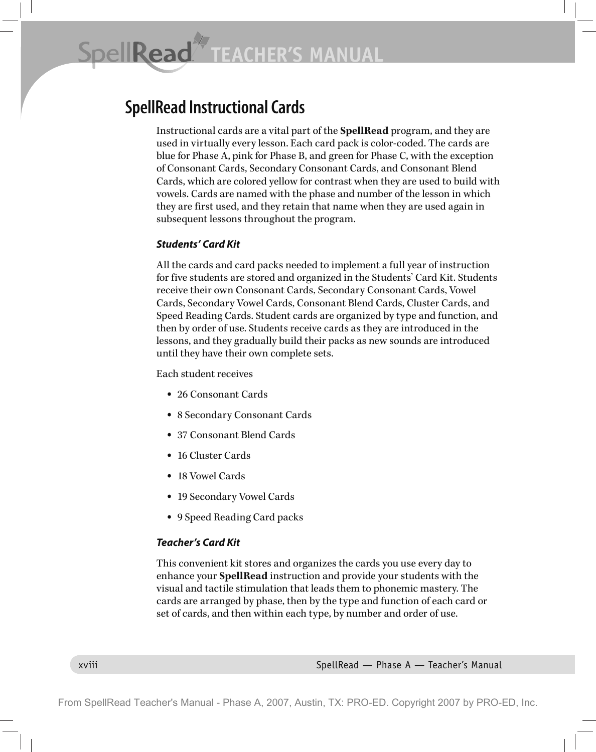## SpellRead Instructional Cards

Instructional cards are a vital part of the **SpellRead** program, and they are used in virtually every lesson. Each card pack is color-coded. The cards are blue for Phase A, pink for Phase B, and green for Phase C, with the exception of Consonant Cards, Secondary Consonant Cards, and Consonant Blend Cards, which are colored yellow for contrast when they are used to build with vowels. Cards are named with the phase and number of the lesson in which they are first used, and they retain that name when they are used again in subsequent lessons throughout the program.

### *Students' Card Kit*

All the cards and card packs needed to implement a full year of instruction for five students are stored and organized in the Students' Card Kit. Students receive their own Consonant Cards, Secondary Consonant Cards, Vowel Cards, Secondary Vowel Cards, Consonant Blend Cards, Cluster Cards, and Speed Reading Cards. Student cards are organized by type and function, and then by order of use. Students receive cards as they are introduced in the lessons, and they gradually build their packs as new sounds are introduced until they have their own complete sets.

Each student receives

- 26 Consonant Cards
- 8 Secondary Consonant Cards
- 37 Consonant Blend Cards
- 16 Cluster Cards
- 18 Vowel Cards
- 19 Secondary Vowel Cards
- 9 Speed Reading Card packs

### *Teacher's Card Kit*

This convenient kit stores and organizes the cards you use every day to enhance your **SpellRead** instruction and provide your students with the visual and tactile stimulation that leads them to phonemic mastery. The cards are arranged by phase, then by the type and function of each card or set of cards, and then within each type, by number and order of use.

From SpellRead Teacher's Manual - Phase A, 2007, Austin, TX: PRO-ED. Copyright 2007 by PRO-ED, Inc.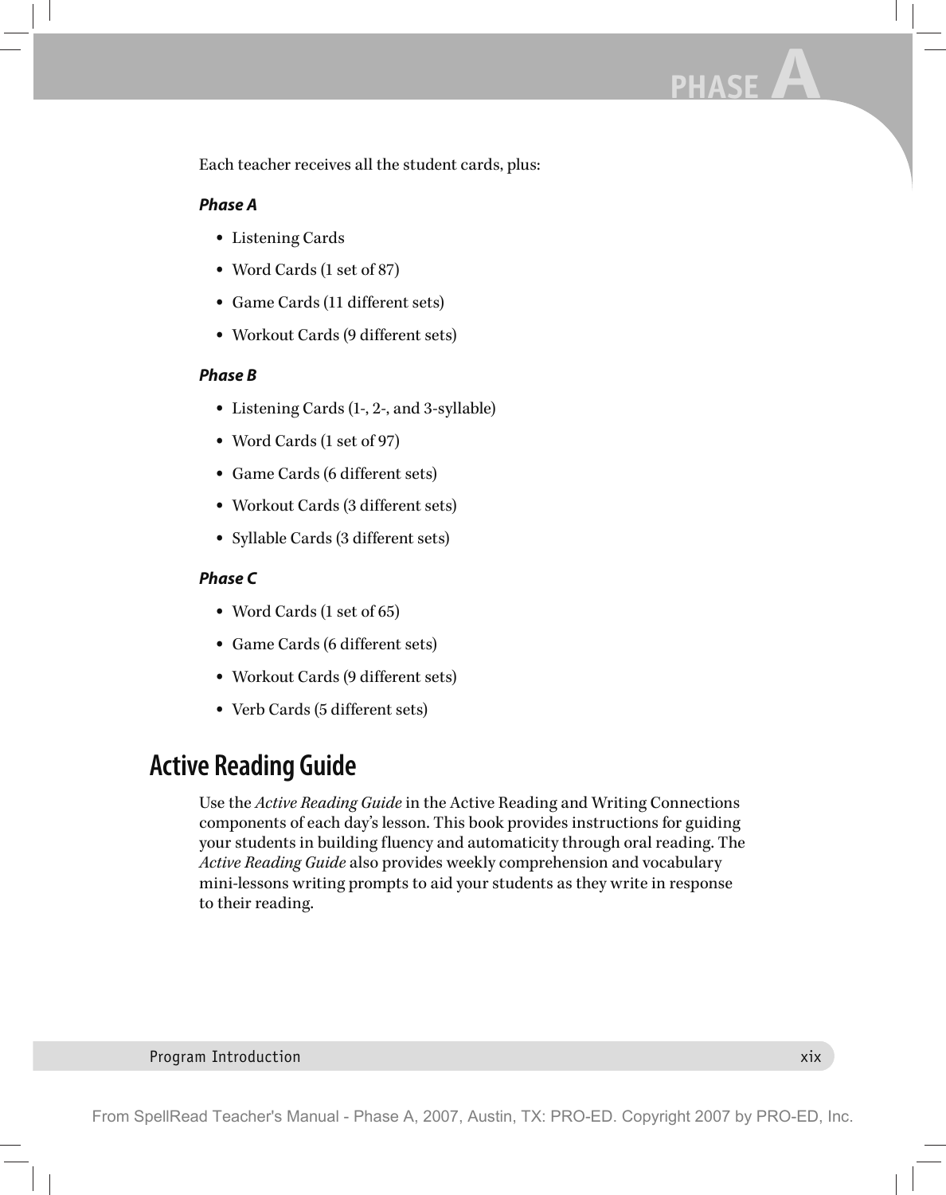Each teacher receives all the student cards, plus:

***Phase A***

- Listening Cards
- Word Cards (1 set of 87)
- Game Cards (11 different sets)
- Workout Cards (9 different sets)

***Phase B***

- Listening Cards (1-, 2-, and 3-syllable)
- Word Cards (1 set of 97)
- Game Cards (6 different sets)
- Workout Cards (3 different sets)
- Syllable Cards (3 different sets)

***Phase C***

- Word Cards (1 set of 65)
- Game Cards (6 different sets)
- Workout Cards (9 different sets)
- Verb Cards (5 different sets)

## Active Reading Guide

Use the *Active Reading Guide* in the Active Reading and Writing Connections components of each day's lesson. This book provides instructions for guiding your students in building fluency and automaticity through oral reading. The *Active Reading Guide* also provides weekly comprehension and vocabulary mini-lessons writing prompts to aid your students as they write in response to their reading.

From SpellRead Teacher's Manual - Phase A, 2007, Austin, TX: PRO-ED. Copyright 2007 by PRO-ED, Inc.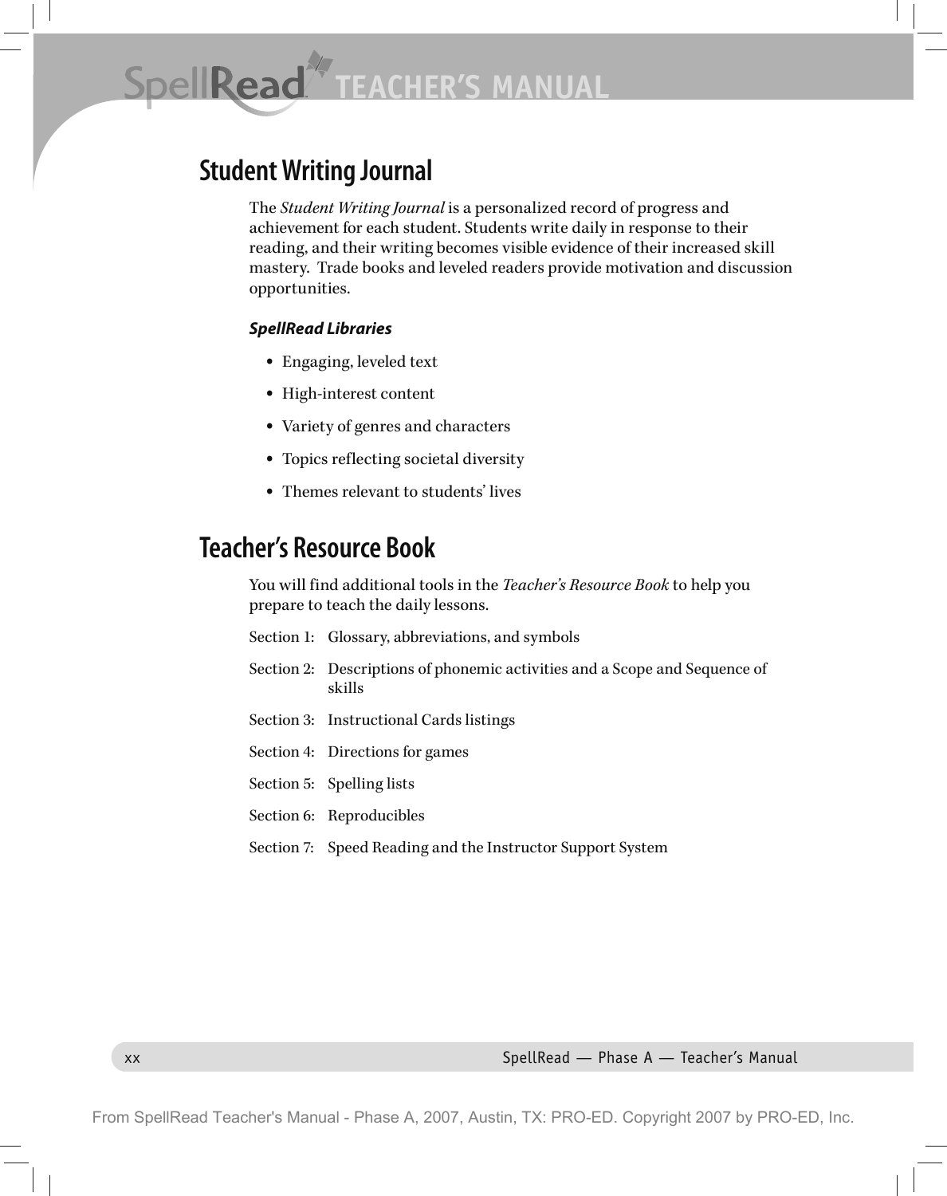## Student Writing Journal

The *Student Writing Journal* is a personalized record of progress and achievement for each student. Students write daily in response to their reading, and their writing becomes visible evidence of their increased skill mastery. Trade books and leveled readers provide motivation and discussion opportunities.

***SpellRead Libraries***

- Engaging, leveled text
- High-interest content
- Variety of genres and characters
- Topics reflecting societal diversity
- Themes relevant to students' lives

## Teacher's Resource Book

You will find additional tools in the *Teacher's Resource Book* to help you prepare to teach the daily lessons.

Section 1: Glossary, abbreviations, and symbols

Section 2: Descriptions of phonemic activities and a Scope and Sequence of skills

Section 3: Instructional Cards listings

Section 4: Directions for games

Section 5: Spelling lists

Section 6: Reproducibles

Section 7: Speed Reading and the Instructor Support System

From SpellRead Teacher's Manual - Phase A, 2007, Austin, TX: PRO-ED. Copyright 2007 by PRO-ED, Inc.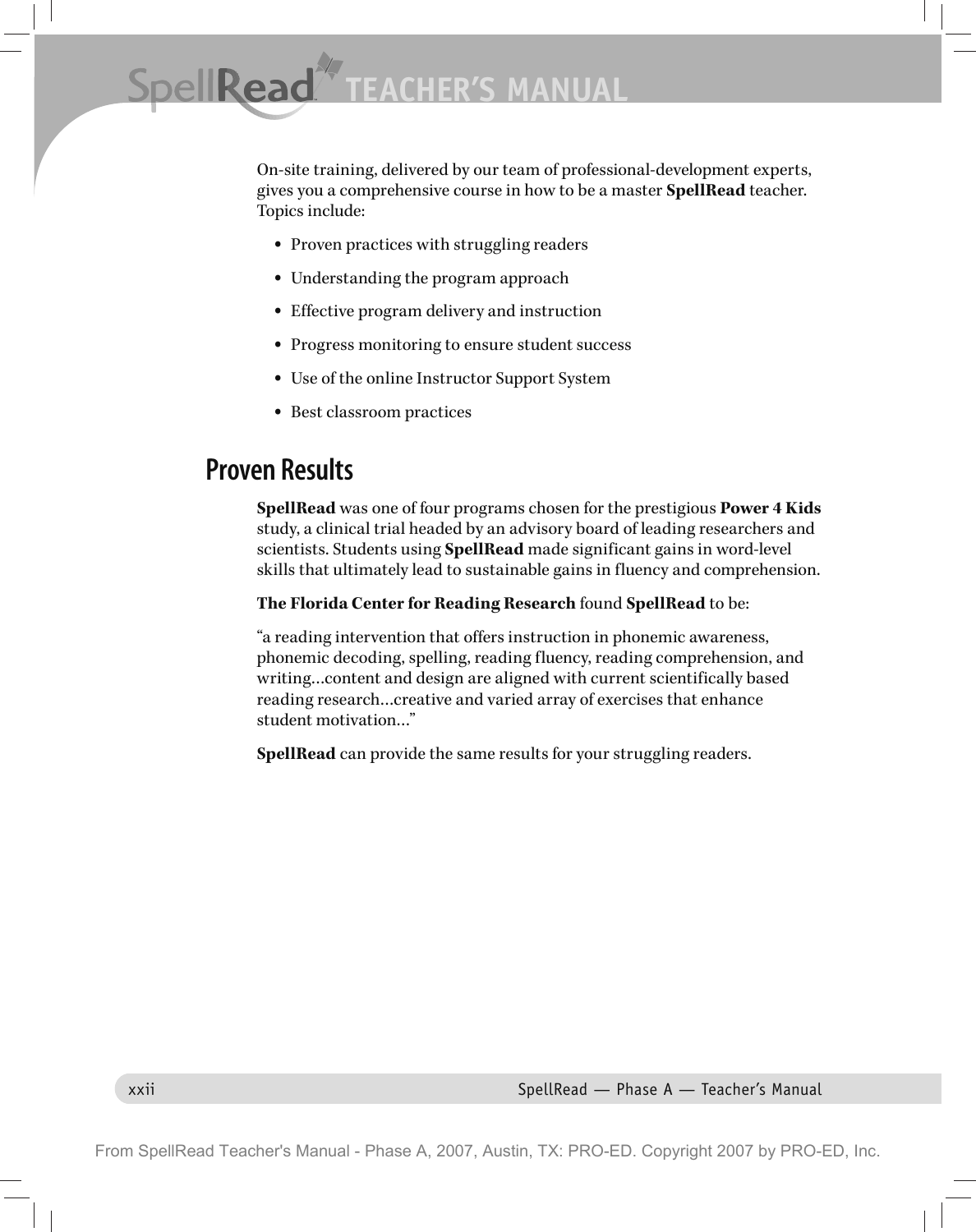On-site training, delivered by our team of professional-development experts, gives you a comprehensive course in how to be a master **SpellRead** teacher. Topics include:

- Proven practices with struggling readers
- Understanding the program approach
- Effective program delivery and instruction
- Progress monitoring to ensure student success
- Use of the online Instructor Support System
- Best classroom practices

## Proven Results

**SpellRead** was one of four programs chosen for the prestigious **Power 4 Kids** study, a clinical trial headed by an advisory board of leading researchers and scientists. Students using **SpellRead** made significant gains in word-level skills that ultimately lead to sustainable gains in fluency and comprehension.

**The Florida Center for Reading Research** found **SpellRead** to be:

"a reading intervention that offers instruction in phonemic awareness, phonemic decoding, spelling, reading fluency, reading comprehension, and writing...content and design are aligned with current scientifically based reading research...creative and varied array of exercises that enhance student motivation..."

**SpellRead** can provide the same results for your struggling readers.

From SpellRead Teacher's Manual - Phase A, 2007, Austin, TX: PRO-ED. Copyright 2007 by PRO-ED, Inc.